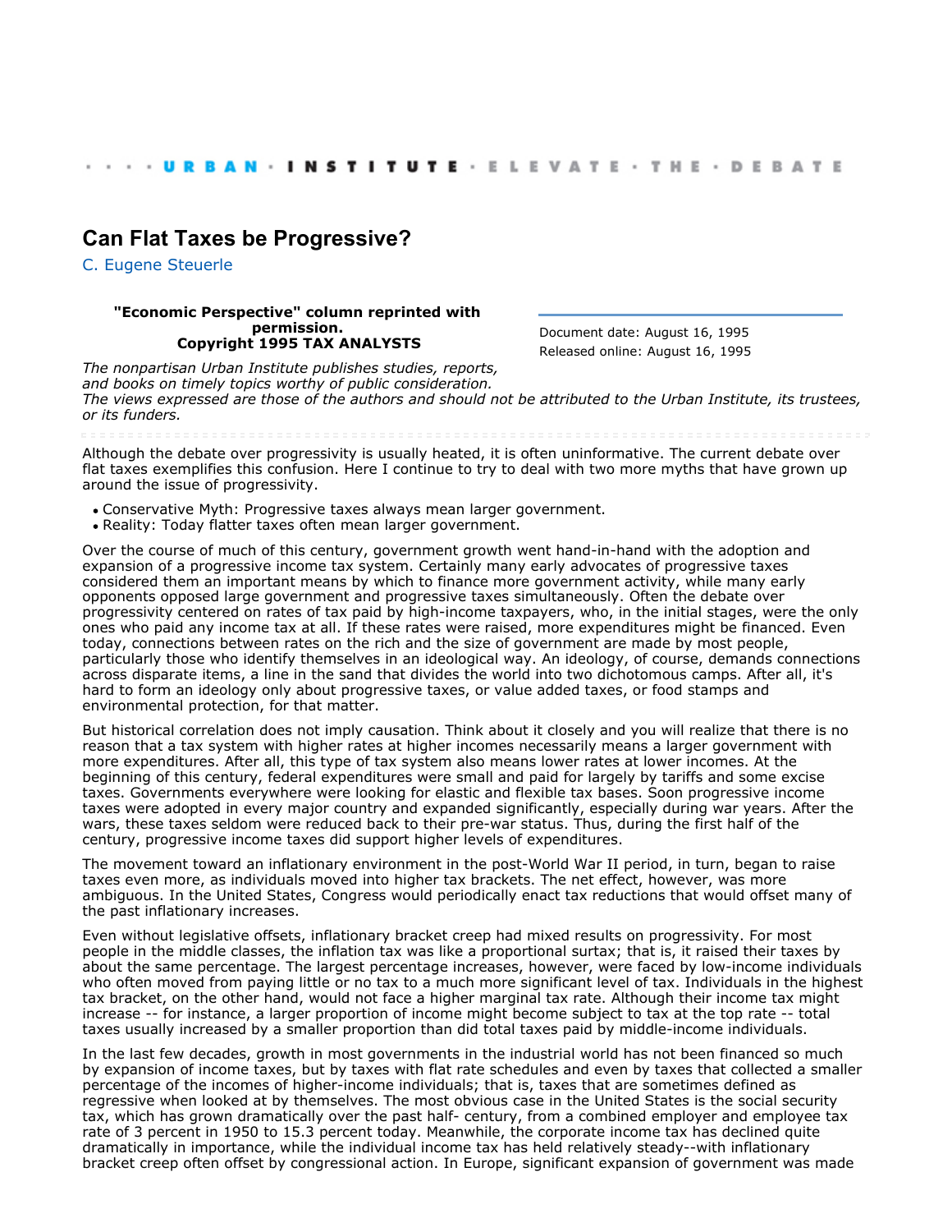# Can Flat Taxes be Progressive?

C. Eugene Steuerle

**"Economic Perspective" column reprinted with permission.**
**Copyright 1995 TAX ANALYSTS**

Document date: August 16, 1995
Released online: August 16, 1995

*The nonpartisan Urban Institute publishes studies, reports, and books on timely topics worthy of public consideration. The views expressed are those of the authors and should not be attributed to the Urban Institute, its trustees, or its funders.*

Although the debate over progressivity is usually heated, it is often uninformative. The current debate over flat taxes exemplifies this confusion. Here I continue to try to deal with two more myths that have grown up around the issue of progressivity.

- Conservative Myth: Progressive taxes always mean larger government.
- Reality: Today flatter taxes often mean larger government.

Over the course of much of this century, government growth went hand-in-hand with the adoption and expansion of a progressive income tax system. Certainly many early advocates of progressive taxes considered them an important means by which to finance more government activity, while many early opponents opposed large government and progressive taxes simultaneously. Often the debate over progressivity centered on rates of tax paid by high-income taxpayers, who, in the initial stages, were the only ones who paid any income tax at all. If these rates were raised, more expenditures might be financed. Even today, connections between rates on the rich and the size of government are made by most people, particularly those who identify themselves in an ideological way. An ideology, of course, demands connections across disparate items, a line in the sand that divides the world into two dichotomous camps. After all, it's hard to form an ideology only about progressive taxes, or value added taxes, or food stamps and environmental protection, for that matter.

But historical correlation does not imply causation. Think about it closely and you will realize that there is no reason that a tax system with higher rates at higher incomes necessarily means a larger government with more expenditures. After all, this type of tax system also means lower rates at lower incomes. At the beginning of this century, federal expenditures were small and paid for largely by tariffs and some excise taxes. Governments everywhere were looking for elastic and flexible tax bases. Soon progressive income taxes were adopted in every major country and expanded significantly, especially during war years. After the wars, these taxes seldom were reduced back to their pre-war status. Thus, during the first half of the century, progressive income taxes did support higher levels of expenditures.

The movement toward an inflationary environment in the post-World War II period, in turn, began to raise taxes even more, as individuals moved into higher tax brackets. The net effect, however, was more ambiguous. In the United States, Congress would periodically enact tax reductions that would offset many of the past inflationary increases.

Even without legislative offsets, inflationary bracket creep had mixed results on progressivity. For most people in the middle classes, the inflation tax was like a proportional surtax; that is, it raised their taxes by about the same percentage. The largest percentage increases, however, were faced by low-income individuals who often moved from paying little or no tax to a much more significant level of tax. Individuals in the highest tax bracket, on the other hand, would not face a higher marginal tax rate. Although their income tax might increase -- for instance, a larger proportion of income might become subject to tax at the top rate -- total taxes usually increased by a smaller proportion than did total taxes paid by middle-income individuals.

In the last few decades, growth in most governments in the industrial world has not been financed so much by expansion of income taxes, but by taxes with flat rate schedules and even by taxes that collected a smaller percentage of the incomes of higher-income individuals; that is, taxes that are sometimes defined as regressive when looked at by themselves. The most obvious case in the United States is the social security tax, which has grown dramatically over the past half- century, from a combined employer and employee tax rate of 3 percent in 1950 to 15.3 percent today. Meanwhile, the corporate income tax has declined quite dramatically in importance, while the individual income tax has held relatively steady--with inflationary bracket creep often offset by congressional action. In Europe, significant expansion of government was made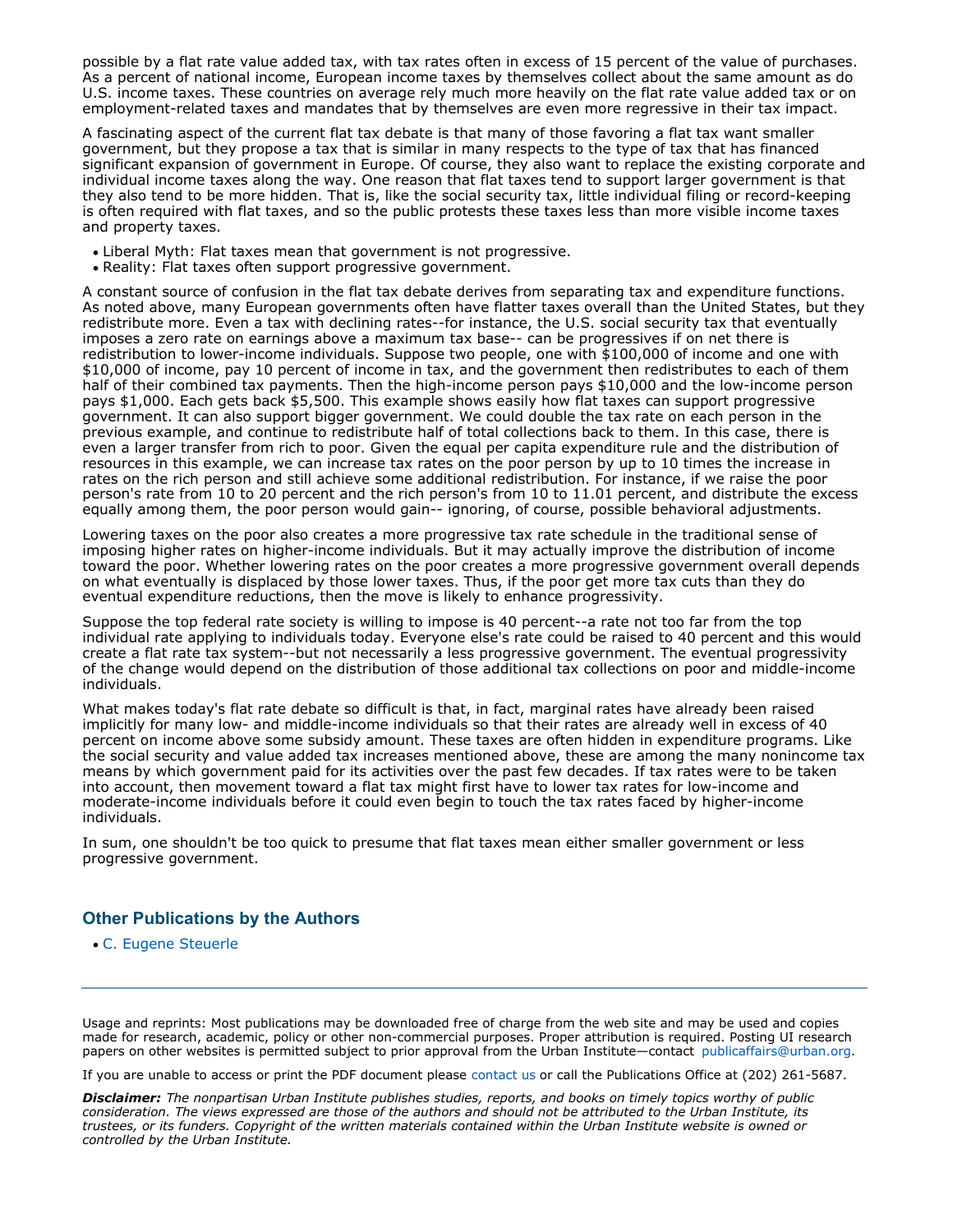possible by a flat rate value added tax, with tax rates often in excess of 15 percent of the value of purchases. As a percent of national income, European income taxes by themselves collect about the same amount as do U.S. income taxes. These countries on average rely much more heavily on the flat rate value added tax or on employment-related taxes and mandates that by themselves are even more regressive in their tax impact.

A fascinating aspect of the current flat tax debate is that many of those favoring a flat tax want smaller government, but they propose a tax that is similar in many respects to the type of tax that has financed significant expansion of government in Europe. Of course, they also want to replace the existing corporate and individual income taxes along the way. One reason that flat taxes tend to support larger government is that they also tend to be more hidden. That is, like the social security tax, little individual filing or record-keeping is often required with flat taxes, and so the public protests these taxes less than more visible income taxes and property taxes.

- Liberal Myth: Flat taxes mean that government is not progressive.
- Reality: Flat taxes often support progressive government.

A constant source of confusion in the flat tax debate derives from separating tax and expenditure functions. As noted above, many European governments often have flatter taxes overall than the United States, but they redistribute more. Even a tax with declining rates--for instance, the U.S. social security tax that eventually imposes a zero rate on earnings above a maximum tax base-- can be progressives if on net there is redistribution to lower-income individuals. Suppose two people, one with $100,000 of income and one with $10,000 of income, pay 10 percent of income in tax, and the government then redistributes to each of them half of their combined tax payments. Then the high-income person pays $10,000 and the low-income person pays $1,000. Each gets back $5,500. This example shows easily how flat taxes can support progressive government. It can also support bigger government. We could double the tax rate on each person in the previous example, and continue to redistribute half of total collections back to them. In this case, there is even a larger transfer from rich to poor. Given the equal per capita expenditure rule and the distribution of resources in this example, we can increase tax rates on the poor person by up to 10 times the increase in rates on the rich person and still achieve some additional redistribution. For instance, if we raise the poor person's rate from 10 to 20 percent and the rich person's from 10 to 11.01 percent, and distribute the excess equally among them, the poor person would gain-- ignoring, of course, possible behavioral adjustments.

Lowering taxes on the poor also creates a more progressive tax rate schedule in the traditional sense of imposing higher rates on higher-income individuals. But it may actually improve the distribution of income toward the poor. Whether lowering rates on the poor creates a more progressive government overall depends on what eventually is displaced by those lower taxes. Thus, if the poor get more tax cuts than they do eventual expenditure reductions, then the move is likely to enhance progressivity.

Suppose the top federal rate society is willing to impose is 40 percent--a rate not too far from the top individual rate applying to individuals today. Everyone else's rate could be raised to 40 percent and this would create a flat rate tax system--but not necessarily a less progressive government. The eventual progressivity of the change would depend on the distribution of those additional tax collections on poor and middle-income individuals.

What makes today's flat rate debate so difficult is that, in fact, marginal rates have already been raised implicitly for many low- and middle-income individuals so that their rates are already well in excess of 40 percent on income above some subsidy amount. These taxes are often hidden in expenditure programs. Like the social security and value added tax increases mentioned above, these are among the many nonincome tax means by which government paid for its activities over the past few decades. If tax rates were to be taken into account, then movement toward a flat tax might first have to lower tax rates for low-income and moderate-income individuals before it could even begin to touch the tax rates faced by higher-income individuals.

In sum, one shouldn't be too quick to presume that flat taxes mean either smaller government or less progressive government.

### Other Publications by the Authors

- C. Eugene Steuerle

---

Usage and reprints: Most publications may be downloaded free of charge from the web site and may be used and copies made for research, academic, policy or other non-commercial purposes. Proper attribution is required. Posting UI research papers on other websites is permitted subject to prior approval from the Urban Institute—contact publicaffairs@urban.org.

If you are unable to access or print the PDF document please contact us or call the Publications Office at (202) 261-5687.

***Disclaimer:*** *The nonpartisan Urban Institute publishes studies, reports, and books on timely topics worthy of public consideration. The views expressed are those of the authors and should not be attributed to the Urban Institute, its trustees, or its funders. Copyright of the written materials contained within the Urban Institute website is owned or controlled by the Urban Institute.*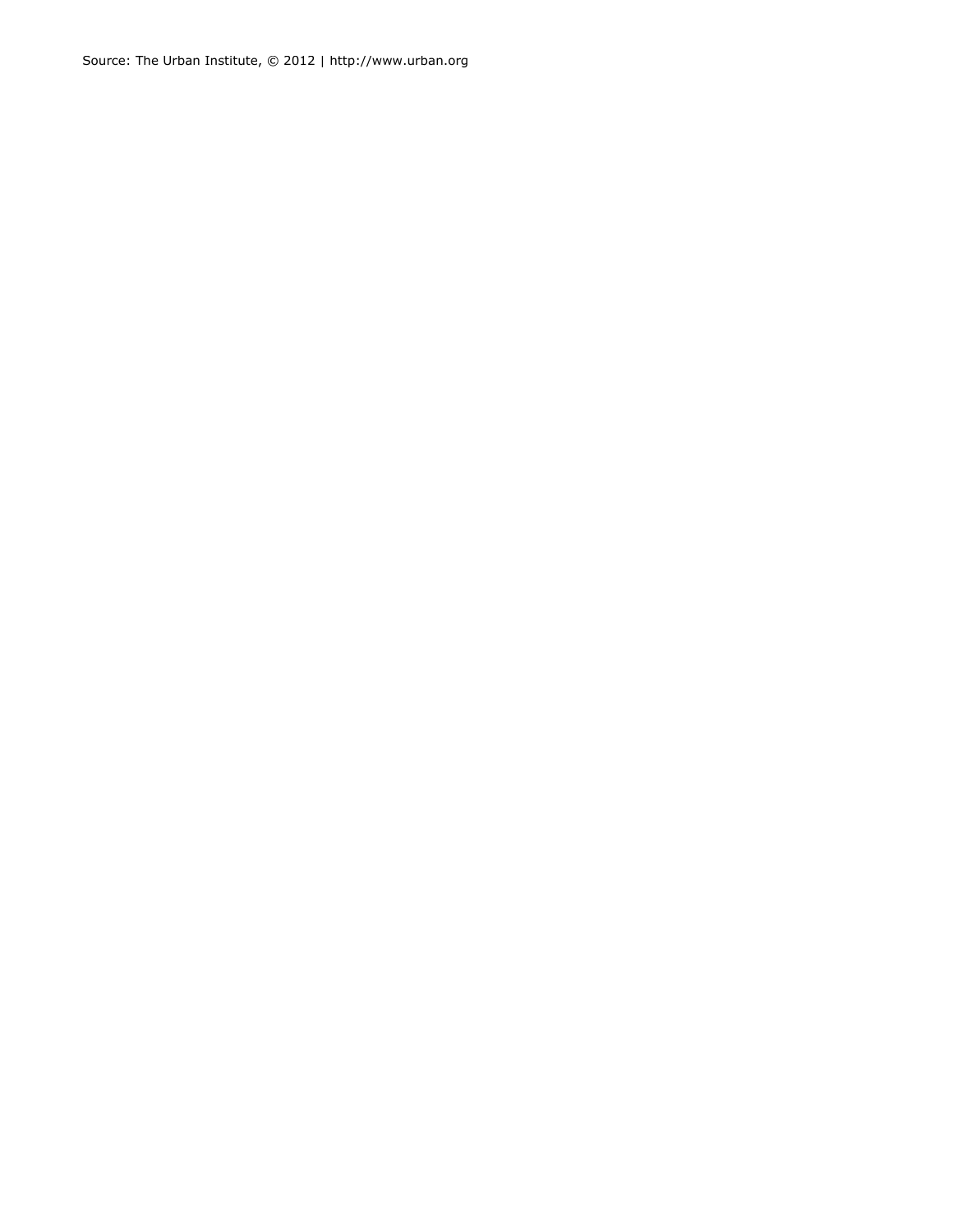Source: The Urban Institute, © 2012 | http://www.urban.org